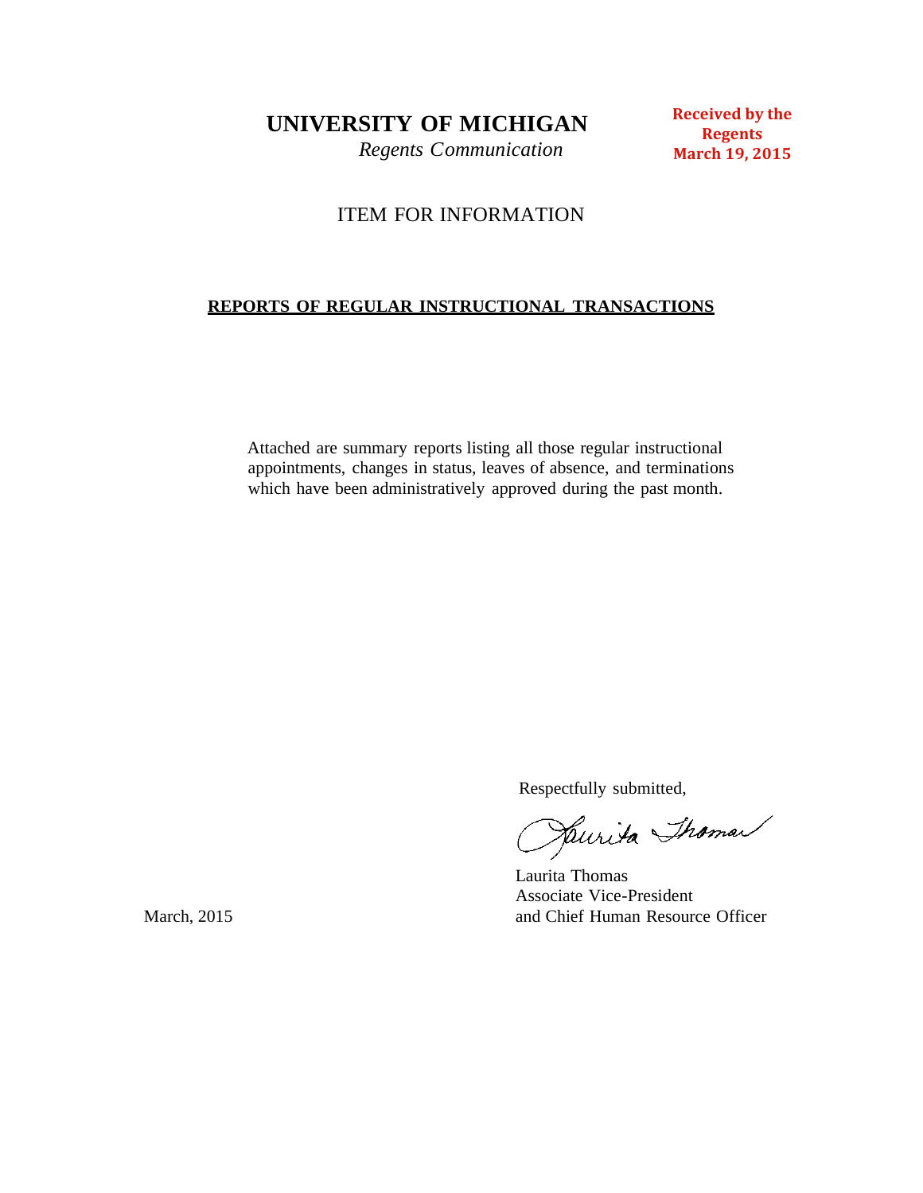# UNIVERSITY OF MICHIGAN

*Regents Communication*

**Received by the Regents March 19, 2015**

ITEM FOR INFORMATION

**REPORTS OF REGULAR INSTRUCTIONAL TRANSACTIONS**

Attached are summary reports listing all those regular instructional appointments, changes in status, leaves of absence, and terminations which have been administratively approved during the past month.

Respectfully submitted,

Laurita Thomas
Associate Vice-President
and Chief Human Resource Officer

March, 2015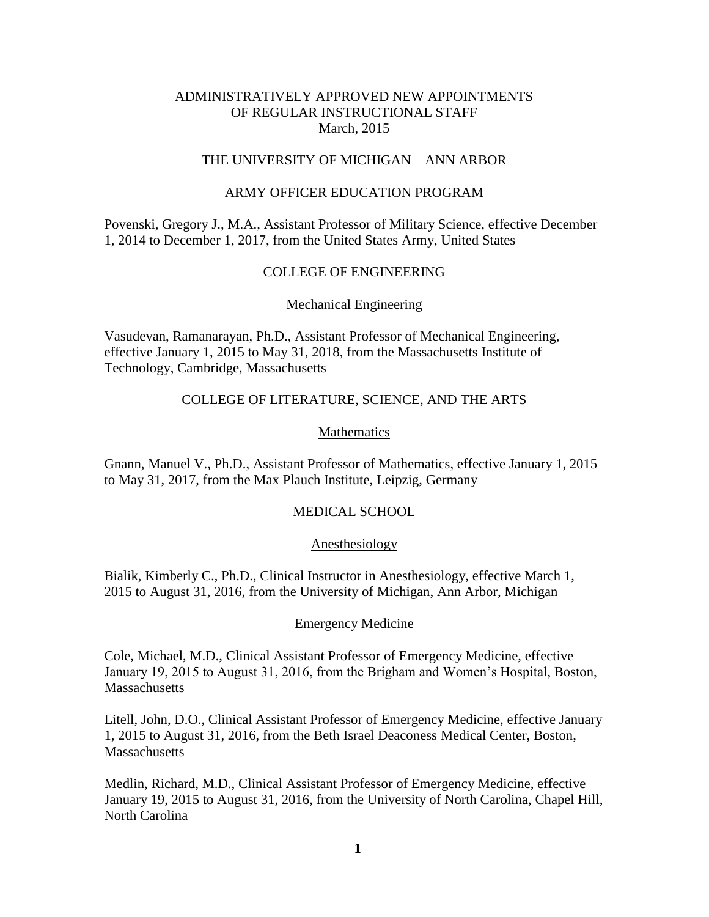# ADMINISTRATIVELY APPROVED NEW APPOINTMENTS OF REGULAR INSTRUCTIONAL STAFF
March, 2015

## THE UNIVERSITY OF MICHIGAN – ANN ARBOR

### ARMY OFFICER EDUCATION PROGRAM

Povenski, Gregory J., M.A., Assistant Professor of Military Science, effective December 1, 2014 to December 1, 2017, from the United States Army, United States

### COLLEGE OF ENGINEERING

#### Mechanical Engineering

Vasudevan, Ramanarayan, Ph.D., Assistant Professor of Mechanical Engineering, effective January 1, 2015 to May 31, 2018, from the Massachusetts Institute of Technology, Cambridge, Massachusetts

### COLLEGE OF LITERATURE, SCIENCE, AND THE ARTS

#### Mathematics

Gnann, Manuel V., Ph.D., Assistant Professor of Mathematics, effective January 1, 2015 to May 31, 2017, from the Max Plauch Institute, Leipzig, Germany

### MEDICAL SCHOOL

#### Anesthesiology

Bialik, Kimberly C., Ph.D., Clinical Instructor in Anesthesiology, effective March 1, 2015 to August 31, 2016, from the University of Michigan, Ann Arbor, Michigan

#### Emergency Medicine

Cole, Michael, M.D., Clinical Assistant Professor of Emergency Medicine, effective January 19, 2015 to August 31, 2016, from the Brigham and Women's Hospital, Boston, Massachusetts

Litell, John, D.O., Clinical Assistant Professor of Emergency Medicine, effective January 1, 2015 to August 31, 2016, from the Beth Israel Deaconess Medical Center, Boston, Massachusetts

Medlin, Richard, M.D., Clinical Assistant Professor of Emergency Medicine, effective January 19, 2015 to August 31, 2016, from the University of North Carolina, Chapel Hill, North Carolina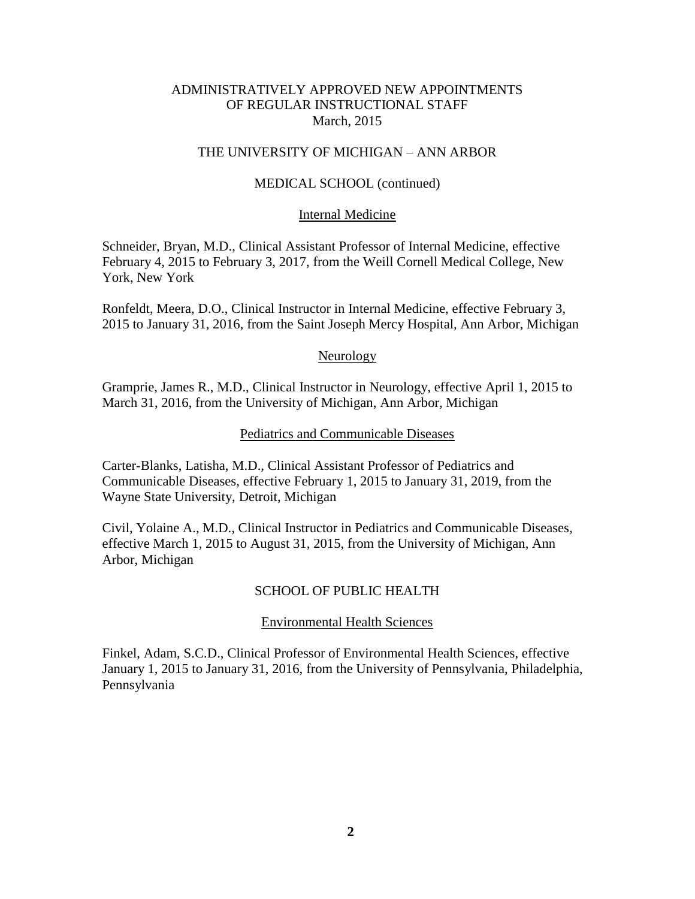ADMINISTRATIVELY APPROVED NEW APPOINTMENTS
OF REGULAR INSTRUCTIONAL STAFF
March, 2015

THE UNIVERSITY OF MICHIGAN – ANN ARBOR

MEDICAL SCHOOL (continued)

Internal Medicine

Schneider, Bryan, M.D., Clinical Assistant Professor of Internal Medicine, effective February 4, 2015 to February 3, 2017, from the Weill Cornell Medical College, New York, New York

Ronfeldt, Meera, D.O., Clinical Instructor in Internal Medicine, effective February 3, 2015 to January 31, 2016, from the Saint Joseph Mercy Hospital, Ann Arbor, Michigan

Neurology

Gramprie, James R., M.D., Clinical Instructor in Neurology, effective April 1, 2015 to March 31, 2016, from the University of Michigan, Ann Arbor, Michigan

Pediatrics and Communicable Diseases

Carter-Blanks, Latisha, M.D., Clinical Assistant Professor of Pediatrics and Communicable Diseases, effective February 1, 2015 to January 31, 2019, from the Wayne State University, Detroit, Michigan

Civil, Yolaine A., M.D., Clinical Instructor in Pediatrics and Communicable Diseases, effective March 1, 2015 to August 31, 2015, from the University of Michigan, Ann Arbor, Michigan

SCHOOL OF PUBLIC HEALTH

Environmental Health Sciences

Finkel, Adam, S.C.D., Clinical Professor of Environmental Health Sciences, effective January 1, 2015 to January 31, 2016, from the University of Pennsylvania, Philadelphia, Pennsylvania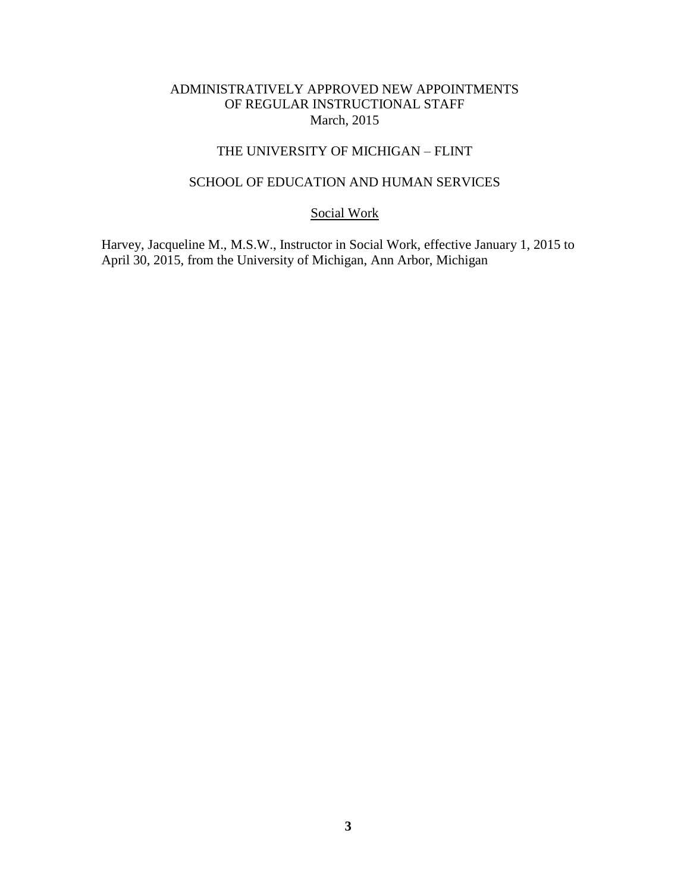# ADMINISTRATIVELY APPROVED NEW APPOINTMENTS OF REGULAR INSTRUCTIONAL STAFF

March, 2015

## THE UNIVERSITY OF MICHIGAN – FLINT

## SCHOOL OF EDUCATION AND HUMAN SERVICES

### Social Work

Harvey, Jacqueline M., M.S.W., Instructor in Social Work, effective January 1, 2015 to April 30, 2015, from the University of Michigan, Ann Arbor, Michigan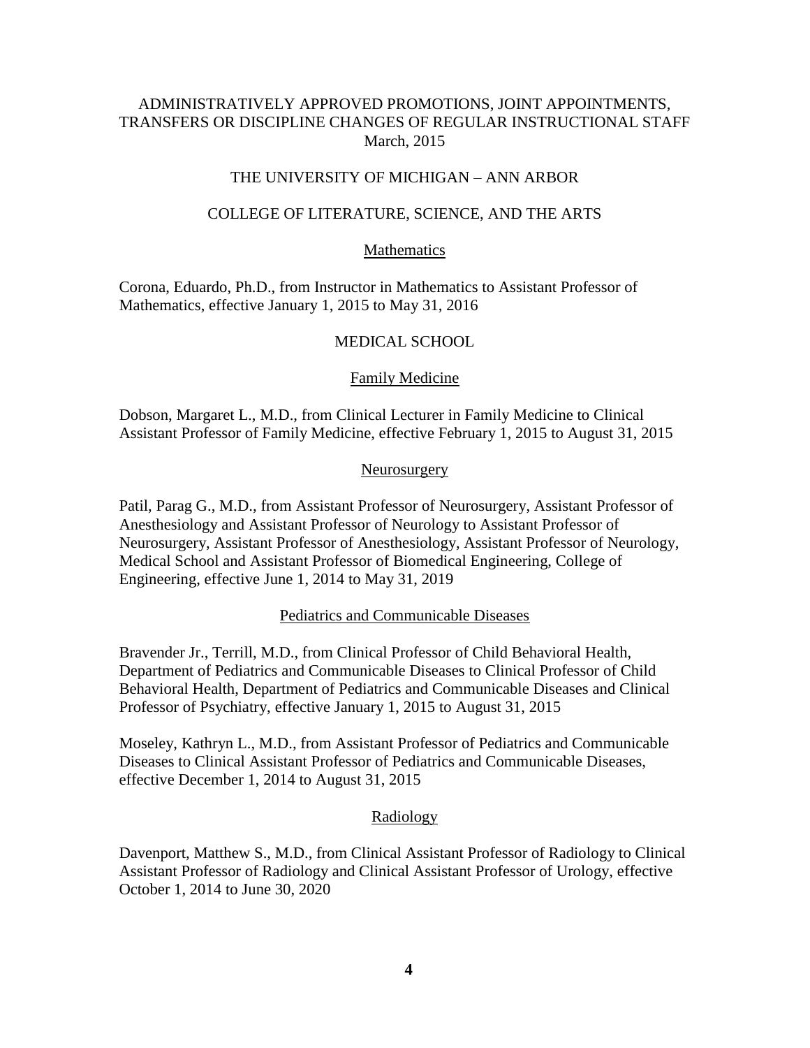ADMINISTRATIVELY APPROVED PROMOTIONS, JOINT APPOINTMENTS, TRANSFERS OR DISCIPLINE CHANGES OF REGULAR INSTRUCTIONAL STAFF
March, 2015

THE UNIVERSITY OF MICHIGAN – ANN ARBOR

## COLLEGE OF LITERATURE, SCIENCE, AND THE ARTS

### Mathematics

Corona, Eduardo, Ph.D., from Instructor in Mathematics to Assistant Professor of Mathematics, effective January 1, 2015 to May 31, 2016

## MEDICAL SCHOOL

### Family Medicine

Dobson, Margaret L., M.D., from Clinical Lecturer in Family Medicine to Clinical Assistant Professor of Family Medicine, effective February 1, 2015 to August 31, 2015

### Neurosurgery

Patil, Parag G., M.D., from Assistant Professor of Neurosurgery, Assistant Professor of Anesthesiology and Assistant Professor of Neurology to Assistant Professor of Neurosurgery, Assistant Professor of Anesthesiology, Assistant Professor of Neurology, Medical School and Assistant Professor of Biomedical Engineering, College of Engineering, effective June 1, 2014 to May 31, 2019

### Pediatrics and Communicable Diseases

Bravender Jr., Terrill, M.D., from Clinical Professor of Child Behavioral Health, Department of Pediatrics and Communicable Diseases to Clinical Professor of Child Behavioral Health, Department of Pediatrics and Communicable Diseases and Clinical Professor of Psychiatry, effective January 1, 2015 to August 31, 2015

Moseley, Kathryn L., M.D., from Assistant Professor of Pediatrics and Communicable Diseases to Clinical Assistant Professor of Pediatrics and Communicable Diseases, effective December 1, 2014 to August 31, 2015

### Radiology

Davenport, Matthew S., M.D., from Clinical Assistant Professor of Radiology to Clinical Assistant Professor of Radiology and Clinical Assistant Professor of Urology, effective October 1, 2014 to June 30, 2020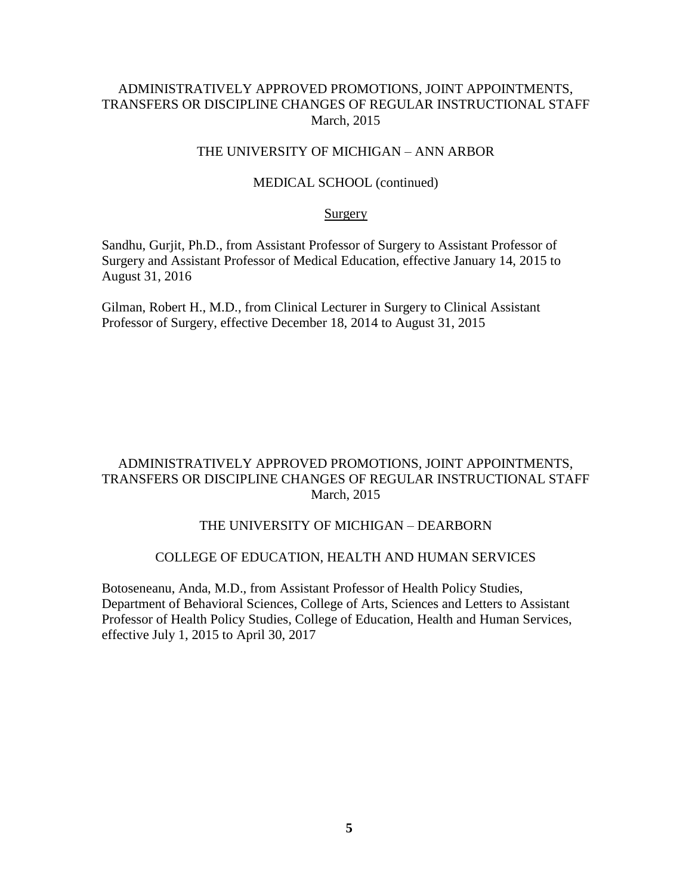## ADMINISTRATIVELY APPROVED PROMOTIONS, JOINT APPOINTMENTS, TRANSFERS OR DISCIPLINE CHANGES OF REGULAR INSTRUCTIONAL STAFF
March, 2015

### THE UNIVERSITY OF MICHIGAN – ANN ARBOR

#### MEDICAL SCHOOL (continued)

##### Surgery

Sandhu, Gurjit, Ph.D., from Assistant Professor of Surgery to Assistant Professor of Surgery and Assistant Professor of Medical Education, effective January 14, 2015 to August 31, 2016

Gilman, Robert H., M.D., from Clinical Lecturer in Surgery to Clinical Assistant Professor of Surgery, effective December 18, 2014 to August 31, 2015

## ADMINISTRATIVELY APPROVED PROMOTIONS, JOINT APPOINTMENTS, TRANSFERS OR DISCIPLINE CHANGES OF REGULAR INSTRUCTIONAL STAFF
March, 2015

### THE UNIVERSITY OF MICHIGAN – DEARBORN

#### COLLEGE OF EDUCATION, HEALTH AND HUMAN SERVICES

Botoseneanu, Anda, M.D., from Assistant Professor of Health Policy Studies, Department of Behavioral Sciences, College of Arts, Sciences and Letters to Assistant Professor of Health Policy Studies, College of Education, Health and Human Services, effective July 1, 2015 to April 30, 2017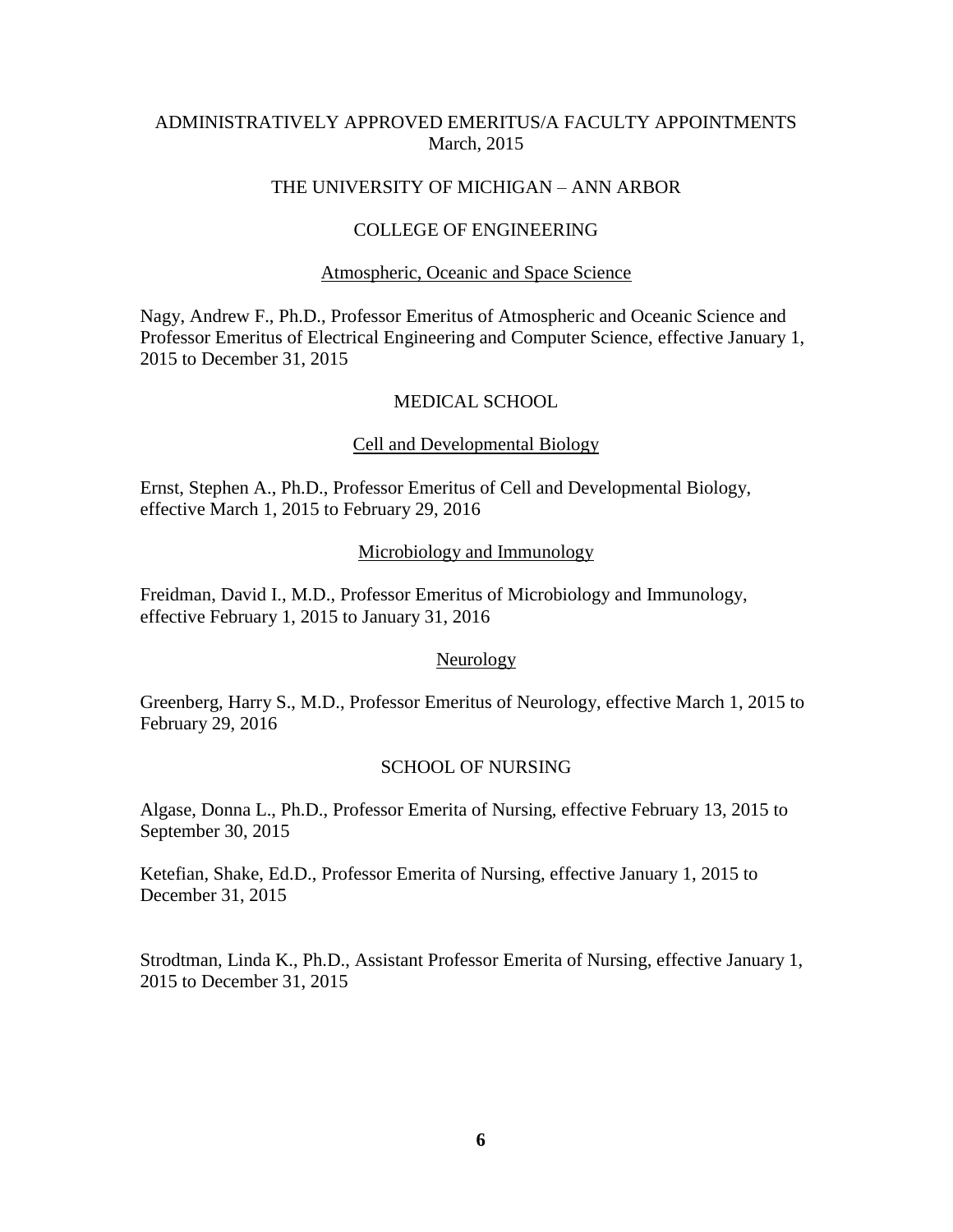# ADMINISTRATIVELY APPROVED EMERITUS/A FACULTY APPOINTMENTS
March, 2015

## THE UNIVERSITY OF MICHIGAN – ANN ARBOR

### COLLEGE OF ENGINEERING

#### Atmospheric, Oceanic and Space Science

Nagy, Andrew F., Ph.D., Professor Emeritus of Atmospheric and Oceanic Science and Professor Emeritus of Electrical Engineering and Computer Science, effective January 1, 2015 to December 31, 2015

### MEDICAL SCHOOL

#### Cell and Developmental Biology

Ernst, Stephen A., Ph.D., Professor Emeritus of Cell and Developmental Biology, effective March 1, 2015 to February 29, 2016

#### Microbiology and Immunology

Freidman, David I., M.D., Professor Emeritus of Microbiology and Immunology, effective February 1, 2015 to January 31, 2016

#### Neurology

Greenberg, Harry S., M.D., Professor Emeritus of Neurology, effective March 1, 2015 to February 29, 2016

### SCHOOL OF NURSING

Algase, Donna L., Ph.D., Professor Emerita of Nursing, effective February 13, 2015 to September 30, 2015

Ketefian, Shake, Ed.D., Professor Emerita of Nursing, effective January 1, 2015 to December 31, 2015

Strodtman, Linda K., Ph.D., Assistant Professor Emerita of Nursing, effective January 1, 2015 to December 31, 2015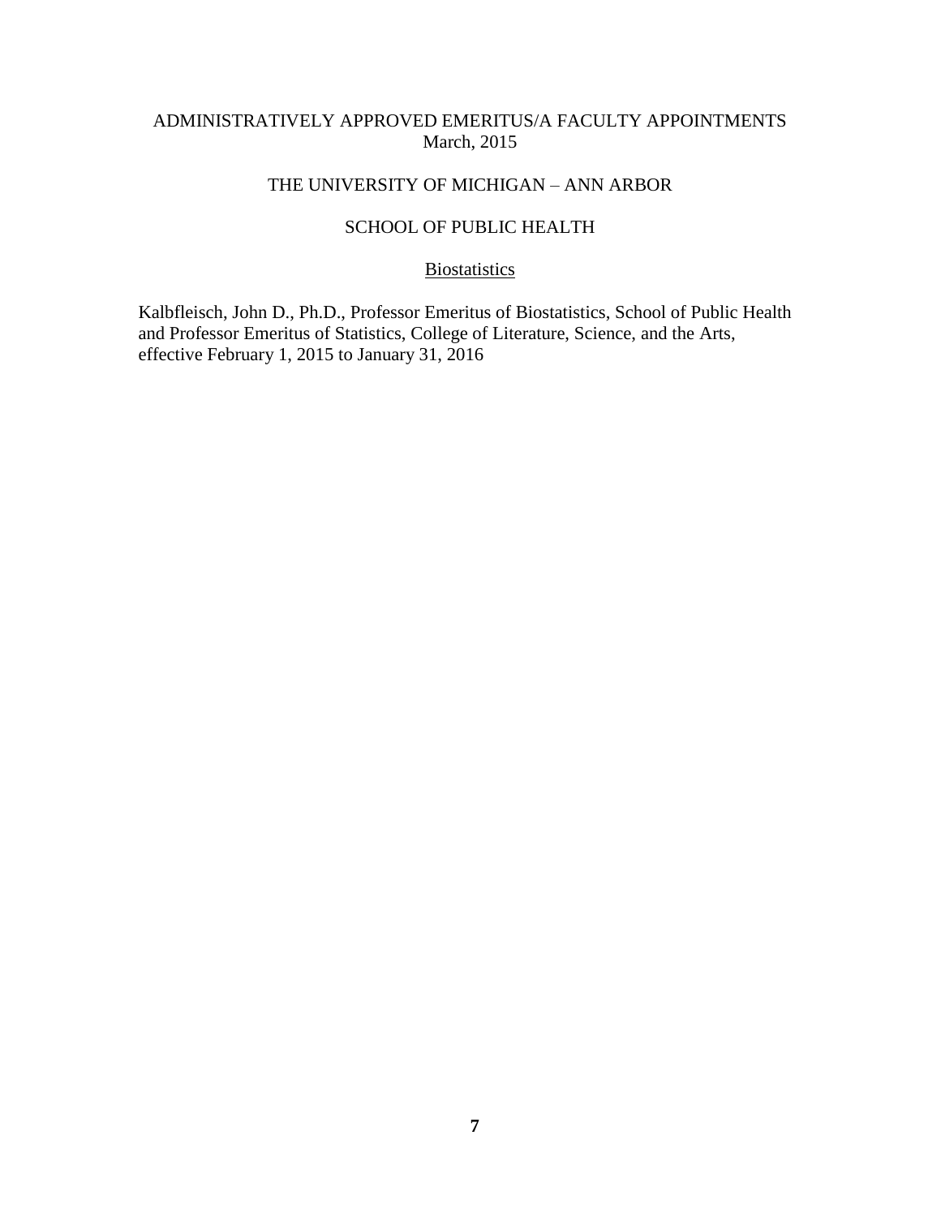ADMINISTRATIVELY APPROVED EMERITUS/A FACULTY APPOINTMENTS
March, 2015

THE UNIVERSITY OF MICHIGAN – ANN ARBOR

SCHOOL OF PUBLIC HEALTH

Biostatistics

Kalbfleisch, John D., Ph.D., Professor Emeritus of Biostatistics, School of Public Health and Professor Emeritus of Statistics, College of Literature, Science, and the Arts, effective February 1, 2015 to January 31, 2016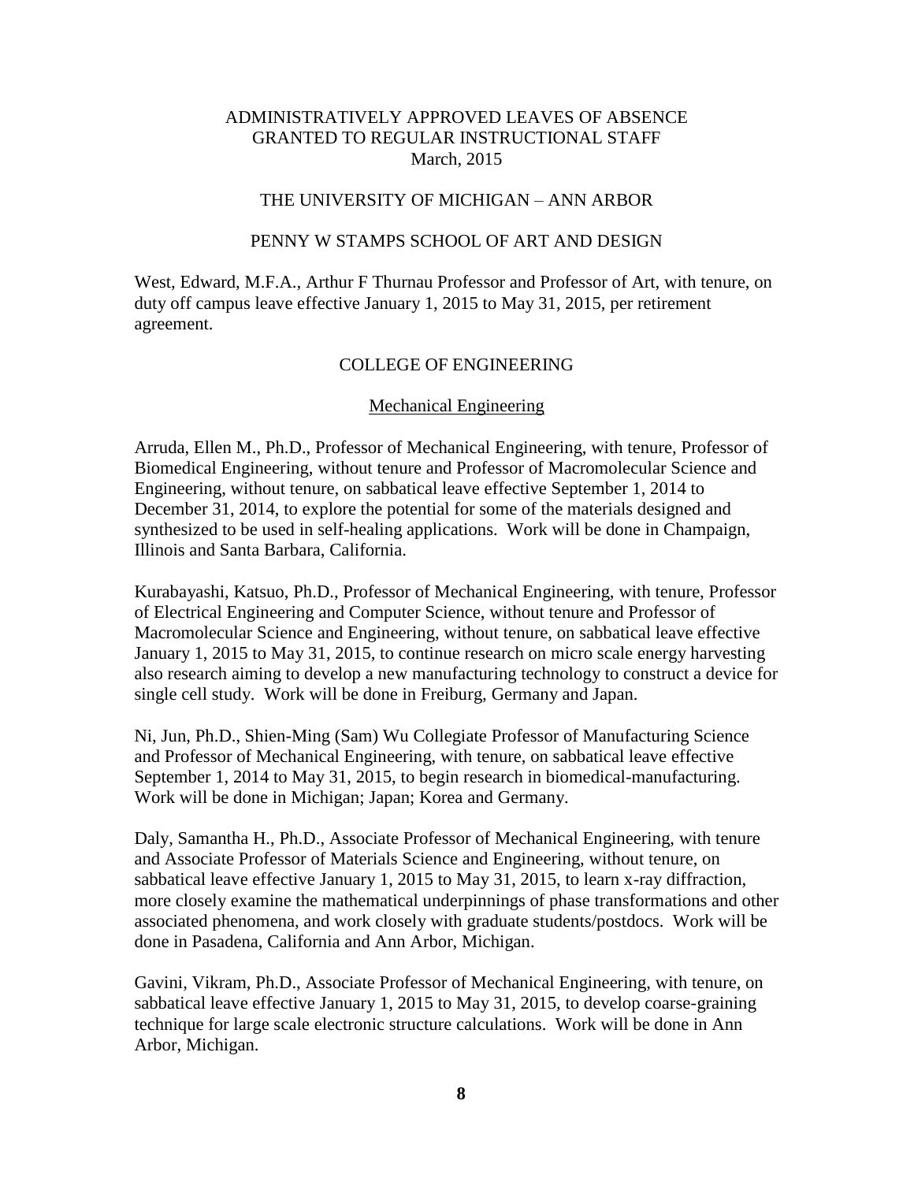ADMINISTRATIVELY APPROVED LEAVES OF ABSENCE
GRANTED TO REGULAR INSTRUCTIONAL STAFF
March, 2015

THE UNIVERSITY OF MICHIGAN – ANN ARBOR

## PENNY W STAMPS SCHOOL OF ART AND DESIGN

West, Edward, M.F.A., Arthur F Thurnau Professor and Professor of Art, with tenure, on duty off campus leave effective January 1, 2015 to May 31, 2015, per retirement agreement.

## COLLEGE OF ENGINEERING

### Mechanical Engineering

Arruda, Ellen M., Ph.D., Professor of Mechanical Engineering, with tenure, Professor of Biomedical Engineering, without tenure and Professor of Macromolecular Science and Engineering, without tenure, on sabbatical leave effective September 1, 2014 to December 31, 2014, to explore the potential for some of the materials designed and synthesized to be used in self-healing applications. Work will be done in Champaign, Illinois and Santa Barbara, California.

Kurabayashi, Katsuo, Ph.D., Professor of Mechanical Engineering, with tenure, Professor of Electrical Engineering and Computer Science, without tenure and Professor of Macromolecular Science and Engineering, without tenure, on sabbatical leave effective January 1, 2015 to May 31, 2015, to continue research on micro scale energy harvesting also research aiming to develop a new manufacturing technology to construct a device for single cell study. Work will be done in Freiburg, Germany and Japan.

Ni, Jun, Ph.D., Shien-Ming (Sam) Wu Collegiate Professor of Manufacturing Science and Professor of Mechanical Engineering, with tenure, on sabbatical leave effective September 1, 2014 to May 31, 2015, to begin research in biomedical-manufacturing. Work will be done in Michigan; Japan; Korea and Germany.

Daly, Samantha H., Ph.D., Associate Professor of Mechanical Engineering, with tenure and Associate Professor of Materials Science and Engineering, without tenure, on sabbatical leave effective January 1, 2015 to May 31, 2015, to learn x-ray diffraction, more closely examine the mathematical underpinnings of phase transformations and other associated phenomena, and work closely with graduate students/postdocs. Work will be done in Pasadena, California and Ann Arbor, Michigan.

Gavini, Vikram, Ph.D., Associate Professor of Mechanical Engineering, with tenure, on sabbatical leave effective January 1, 2015 to May 31, 2015, to develop coarse-graining technique for large scale electronic structure calculations. Work will be done in Ann Arbor, Michigan.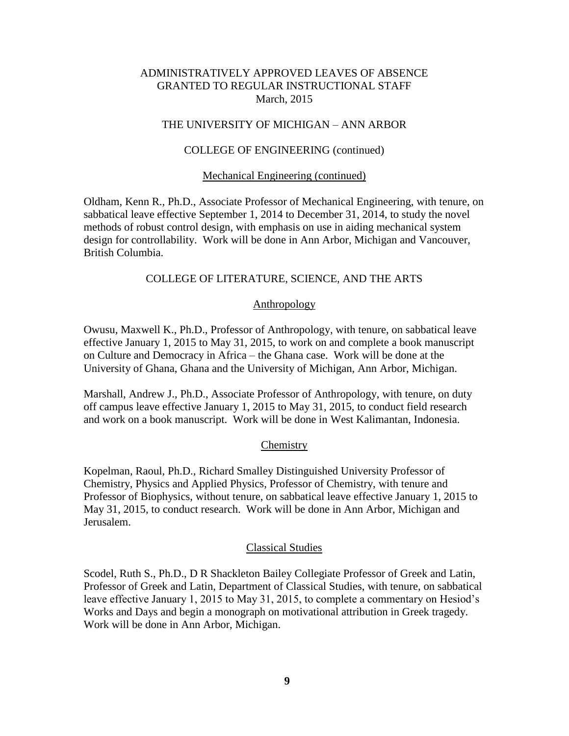ADMINISTRATIVELY APPROVED LEAVES OF ABSENCE
GRANTED TO REGULAR INSTRUCTIONAL STAFF
March, 2015

THE UNIVERSITY OF MICHIGAN – ANN ARBOR

COLLEGE OF ENGINEERING (continued)

Mechanical Engineering (continued)

Oldham, Kenn R., Ph.D., Associate Professor of Mechanical Engineering, with tenure, on sabbatical leave effective September 1, 2014 to December 31, 2014, to study the novel methods of robust control design, with emphasis on use in aiding mechanical system design for controllability. Work will be done in Ann Arbor, Michigan and Vancouver, British Columbia.

COLLEGE OF LITERATURE, SCIENCE, AND THE ARTS

Anthropology

Owusu, Maxwell K., Ph.D., Professor of Anthropology, with tenure, on sabbatical leave effective January 1, 2015 to May 31, 2015, to work on and complete a book manuscript on Culture and Democracy in Africa – the Ghana case. Work will be done at the University of Ghana, Ghana and the University of Michigan, Ann Arbor, Michigan.

Marshall, Andrew J., Ph.D., Associate Professor of Anthropology, with tenure, on duty off campus leave effective January 1, 2015 to May 31, 2015, to conduct field research and work on a book manuscript. Work will be done in West Kalimantan, Indonesia.

Chemistry

Kopelman, Raoul, Ph.D., Richard Smalley Distinguished University Professor of Chemistry, Physics and Applied Physics, Professor of Chemistry, with tenure and Professor of Biophysics, without tenure, on sabbatical leave effective January 1, 2015 to May 31, 2015, to conduct research. Work will be done in Ann Arbor, Michigan and Jerusalem.

Classical Studies

Scodel, Ruth S., Ph.D., D R Shackleton Bailey Collegiate Professor of Greek and Latin, Professor of Greek and Latin, Department of Classical Studies, with tenure, on sabbatical leave effective January 1, 2015 to May 31, 2015, to complete a commentary on Hesiod's Works and Days and begin a monograph on motivational attribution in Greek tragedy. Work will be done in Ann Arbor, Michigan.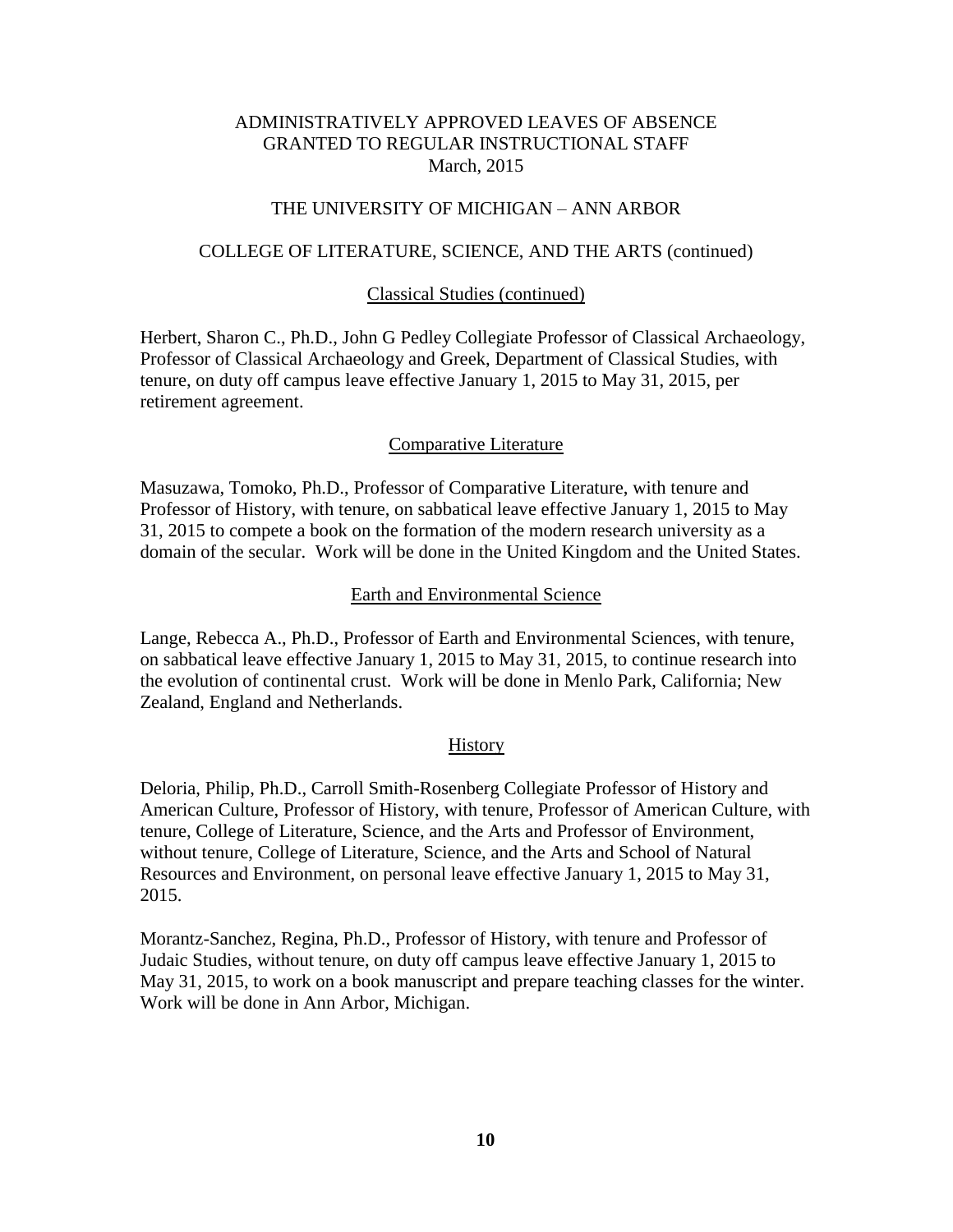ADMINISTRATIVELY APPROVED LEAVES OF ABSENCE
GRANTED TO REGULAR INSTRUCTIONAL STAFF
March, 2015

THE UNIVERSITY OF MICHIGAN – ANN ARBOR

COLLEGE OF LITERATURE, SCIENCE, AND THE ARTS (continued)

Classical Studies (continued)

Herbert, Sharon C., Ph.D., John G Pedley Collegiate Professor of Classical Archaeology, Professor of Classical Archaeology and Greek, Department of Classical Studies, with tenure, on duty off campus leave effective January 1, 2015 to May 31, 2015, per retirement agreement.

Comparative Literature

Masuzawa, Tomoko, Ph.D., Professor of Comparative Literature, with tenure and Professor of History, with tenure, on sabbatical leave effective January 1, 2015 to May 31, 2015 to compete a book on the formation of the modern research university as a domain of the secular. Work will be done in the United Kingdom and the United States.

Earth and Environmental Science

Lange, Rebecca A., Ph.D., Professor of Earth and Environmental Sciences, with tenure, on sabbatical leave effective January 1, 2015 to May 31, 2015, to continue research into the evolution of continental crust. Work will be done in Menlo Park, California; New Zealand, England and Netherlands.

History

Deloria, Philip, Ph.D., Carroll Smith-Rosenberg Collegiate Professor of History and American Culture, Professor of History, with tenure, Professor of American Culture, with tenure, College of Literature, Science, and the Arts and Professor of Environment, without tenure, College of Literature, Science, and the Arts and School of Natural Resources and Environment, on personal leave effective January 1, 2015 to May 31, 2015.

Morantz-Sanchez, Regina, Ph.D., Professor of History, with tenure and Professor of Judaic Studies, without tenure, on duty off campus leave effective January 1, 2015 to May 31, 2015, to work on a book manuscript and prepare teaching classes for the winter. Work will be done in Ann Arbor, Michigan.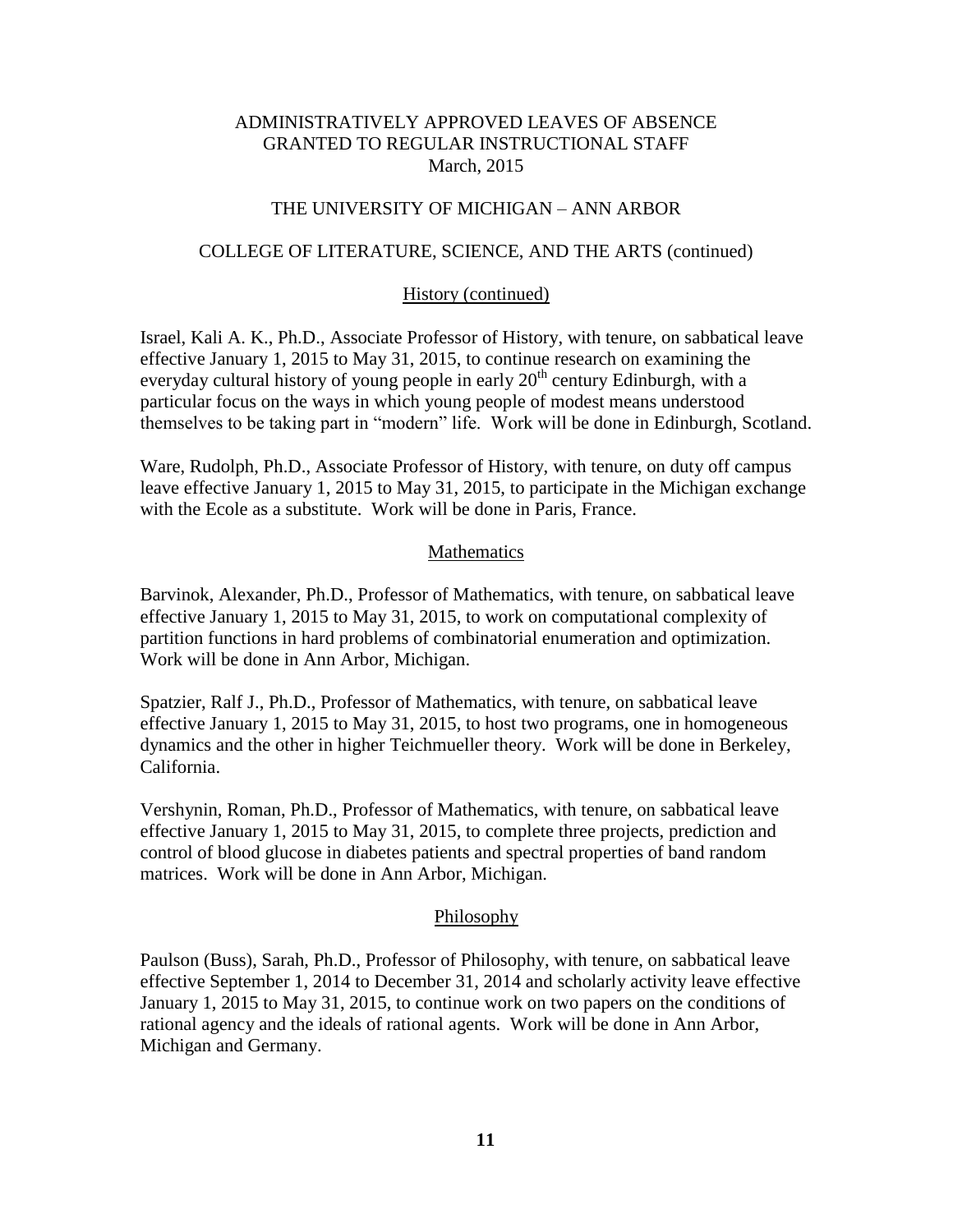ADMINISTRATIVELY APPROVED LEAVES OF ABSENCE
GRANTED TO REGULAR INSTRUCTIONAL STAFF
March, 2015

THE UNIVERSITY OF MICHIGAN – ANN ARBOR

COLLEGE OF LITERATURE, SCIENCE, AND THE ARTS (continued)

History (continued)

Israel, Kali A. K., Ph.D., Associate Professor of History, with tenure, on sabbatical leave effective January 1, 2015 to May 31, 2015, to continue research on examining the everyday cultural history of young people in early 20th century Edinburgh, with a particular focus on the ways in which young people of modest means understood themselves to be taking part in "modern" life. Work will be done in Edinburgh, Scotland.

Ware, Rudolph, Ph.D., Associate Professor of History, with tenure, on duty off campus leave effective January 1, 2015 to May 31, 2015, to participate in the Michigan exchange with the Ecole as a substitute. Work will be done in Paris, France.

Mathematics

Barvinok, Alexander, Ph.D., Professor of Mathematics, with tenure, on sabbatical leave effective January 1, 2015 to May 31, 2015, to work on computational complexity of partition functions in hard problems of combinatorial enumeration and optimization. Work will be done in Ann Arbor, Michigan.

Spatzier, Ralf J., Ph.D., Professor of Mathematics, with tenure, on sabbatical leave effective January 1, 2015 to May 31, 2015, to host two programs, one in homogeneous dynamics and the other in higher Teichmueller theory. Work will be done in Berkeley, California.

Vershynin, Roman, Ph.D., Professor of Mathematics, with tenure, on sabbatical leave effective January 1, 2015 to May 31, 2015, to complete three projects, prediction and control of blood glucose in diabetes patients and spectral properties of band random matrices. Work will be done in Ann Arbor, Michigan.

Philosophy

Paulson (Buss), Sarah, Ph.D., Professor of Philosophy, with tenure, on sabbatical leave effective September 1, 2014 to December 31, 2014 and scholarly activity leave effective January 1, 2015 to May 31, 2015, to continue work on two papers on the conditions of rational agency and the ideals of rational agents. Work will be done in Ann Arbor, Michigan and Germany.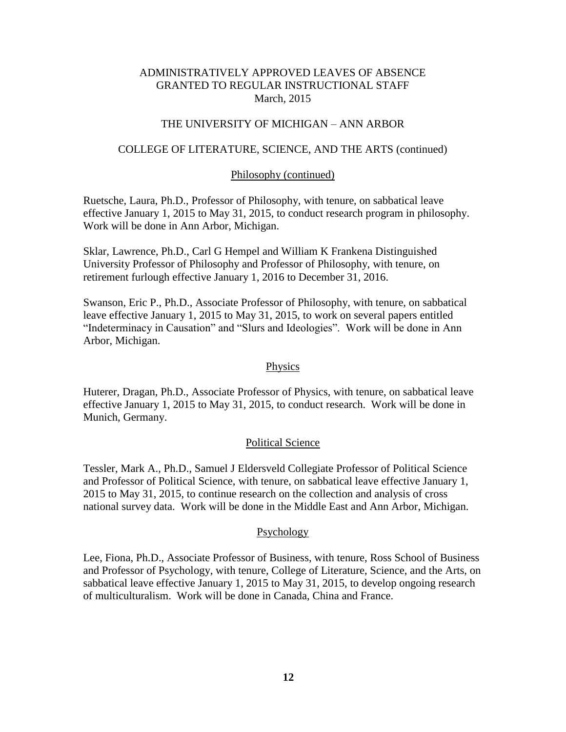ADMINISTRATIVELY APPROVED LEAVES OF ABSENCE
GRANTED TO REGULAR INSTRUCTIONAL STAFF
March, 2015

THE UNIVERSITY OF MICHIGAN – ANN ARBOR

COLLEGE OF LITERATURE, SCIENCE, AND THE ARTS (continued)

Philosophy (continued)

Ruetsche, Laura, Ph.D., Professor of Philosophy, with tenure, on sabbatical leave effective January 1, 2015 to May 31, 2015, to conduct research program in philosophy. Work will be done in Ann Arbor, Michigan.

Sklar, Lawrence, Ph.D., Carl G Hempel and William K Frankena Distinguished University Professor of Philosophy and Professor of Philosophy, with tenure, on retirement furlough effective January 1, 2016 to December 31, 2016.

Swanson, Eric P., Ph.D., Associate Professor of Philosophy, with tenure, on sabbatical leave effective January 1, 2015 to May 31, 2015, to work on several papers entitled "Indeterminacy in Causation" and "Slurs and Ideologies". Work will be done in Ann Arbor, Michigan.

Physics

Huterer, Dragan, Ph.D., Associate Professor of Physics, with tenure, on sabbatical leave effective January 1, 2015 to May 31, 2015, to conduct research. Work will be done in Munich, Germany.

Political Science

Tessler, Mark A., Ph.D., Samuel J Eldersveld Collegiate Professor of Political Science and Professor of Political Science, with tenure, on sabbatical leave effective January 1, 2015 to May 31, 2015, to continue research on the collection and analysis of cross national survey data. Work will be done in the Middle East and Ann Arbor, Michigan.

Psychology

Lee, Fiona, Ph.D., Associate Professor of Business, with tenure, Ross School of Business and Professor of Psychology, with tenure, College of Literature, Science, and the Arts, on sabbatical leave effective January 1, 2015 to May 31, 2015, to develop ongoing research of multiculturalism. Work will be done in Canada, China and France.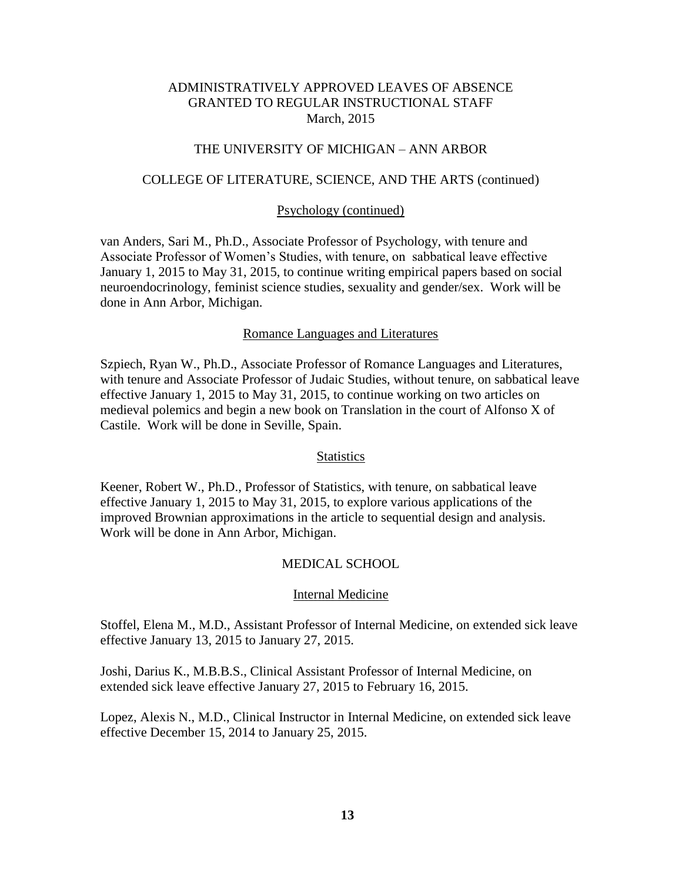ADMINISTRATIVELY APPROVED LEAVES OF ABSENCE
GRANTED TO REGULAR INSTRUCTIONAL STAFF
March, 2015

THE UNIVERSITY OF MICHIGAN – ANN ARBOR

COLLEGE OF LITERATURE, SCIENCE, AND THE ARTS (continued)

Psychology (continued)

van Anders, Sari M., Ph.D., Associate Professor of Psychology, with tenure and Associate Professor of Women's Studies, with tenure, on sabbatical leave effective January 1, 2015 to May 31, 2015, to continue writing empirical papers based on social neuroendocrinology, feminist science studies, sexuality and gender/sex. Work will be done in Ann Arbor, Michigan.

Romance Languages and Literatures

Szpiech, Ryan W., Ph.D., Associate Professor of Romance Languages and Literatures, with tenure and Associate Professor of Judaic Studies, without tenure, on sabbatical leave effective January 1, 2015 to May 31, 2015, to continue working on two articles on medieval polemics and begin a new book on Translation in the court of Alfonso X of Castile. Work will be done in Seville, Spain.

Statistics

Keener, Robert W., Ph.D., Professor of Statistics, with tenure, on sabbatical leave effective January 1, 2015 to May 31, 2015, to explore various applications of the improved Brownian approximations in the article to sequential design and analysis. Work will be done in Ann Arbor, Michigan.

MEDICAL SCHOOL

Internal Medicine

Stoffel, Elena M., M.D., Assistant Professor of Internal Medicine, on extended sick leave effective January 13, 2015 to January 27, 2015.

Joshi, Darius K., M.B.B.S., Clinical Assistant Professor of Internal Medicine, on extended sick leave effective January 27, 2015 to February 16, 2015.

Lopez, Alexis N., M.D., Clinical Instructor in Internal Medicine, on extended sick leave effective December 15, 2014 to January 25, 2015.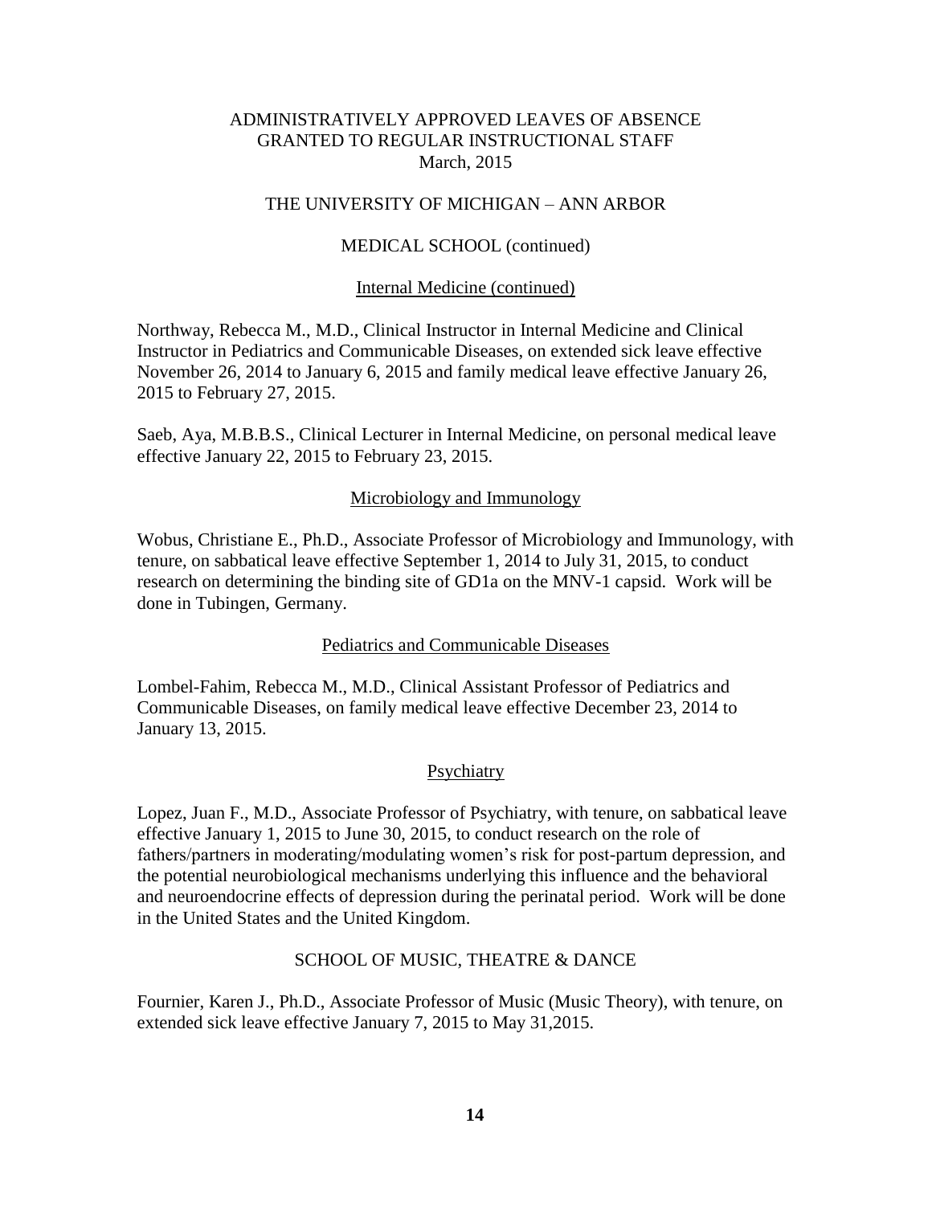ADMINISTRATIVELY APPROVED LEAVES OF ABSENCE
GRANTED TO REGULAR INSTRUCTIONAL STAFF
March, 2015

THE UNIVERSITY OF MICHIGAN – ANN ARBOR

MEDICAL SCHOOL (continued)

Internal Medicine (continued)

Northway, Rebecca M., M.D., Clinical Instructor in Internal Medicine and Clinical Instructor in Pediatrics and Communicable Diseases, on extended sick leave effective November 26, 2014 to January 6, 2015 and family medical leave effective January 26, 2015 to February 27, 2015.

Saeb, Aya, M.B.B.S., Clinical Lecturer in Internal Medicine, on personal medical leave effective January 22, 2015 to February 23, 2015.

Microbiology and Immunology

Wobus, Christiane E., Ph.D., Associate Professor of Microbiology and Immunology, with tenure, on sabbatical leave effective September 1, 2014 to July 31, 2015, to conduct research on determining the binding site of GD1a on the MNV-1 capsid. Work will be done in Tubingen, Germany.

Pediatrics and Communicable Diseases

Lombel-Fahim, Rebecca M., M.D., Clinical Assistant Professor of Pediatrics and Communicable Diseases, on family medical leave effective December 23, 2014 to January 13, 2015.

Psychiatry

Lopez, Juan F., M.D., Associate Professor of Psychiatry, with tenure, on sabbatical leave effective January 1, 2015 to June 30, 2015, to conduct research on the role of fathers/partners in moderating/modulating women's risk for post-partum depression, and the potential neurobiological mechanisms underlying this influence and the behavioral and neuroendocrine effects of depression during the perinatal period. Work will be done in the United States and the United Kingdom.

SCHOOL OF MUSIC, THEATRE & DANCE

Fournier, Karen J., Ph.D., Associate Professor of Music (Music Theory), with tenure, on extended sick leave effective January 7, 2015 to May 31,2015.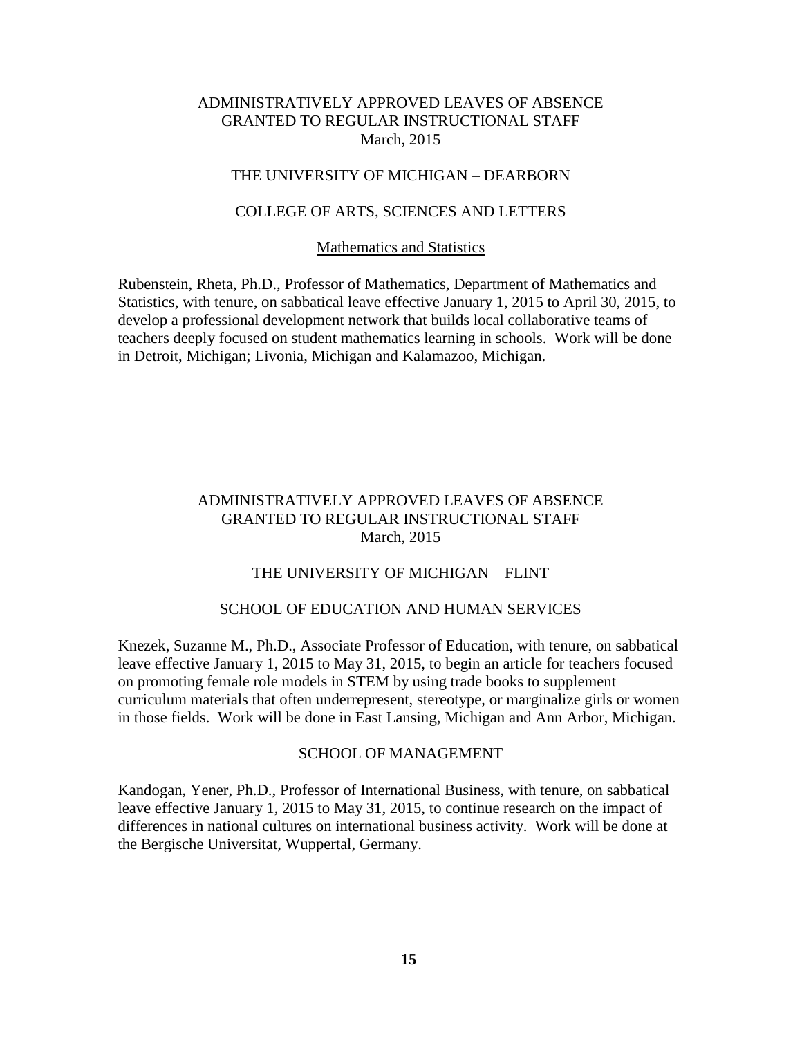## ADMINISTRATIVELY APPROVED LEAVES OF ABSENCE GRANTED TO REGULAR INSTRUCTIONAL STAFF March, 2015

### THE UNIVERSITY OF MICHIGAN – DEARBORN

#### COLLEGE OF ARTS, SCIENCES AND LETTERS

<u>Mathematics and Statistics</u>

Rubenstein, Rheta, Ph.D., Professor of Mathematics, Department of Mathematics and Statistics, with tenure, on sabbatical leave effective January 1, 2015 to April 30, 2015, to develop a professional development network that builds local collaborative teams of teachers deeply focused on student mathematics learning in schools. Work will be done in Detroit, Michigan; Livonia, Michigan and Kalamazoo, Michigan.

## ADMINISTRATIVELY APPROVED LEAVES OF ABSENCE GRANTED TO REGULAR INSTRUCTIONAL STAFF March, 2015

### THE UNIVERSITY OF MICHIGAN – FLINT

#### SCHOOL OF EDUCATION AND HUMAN SERVICES

Knezek, Suzanne M., Ph.D., Associate Professor of Education, with tenure, on sabbatical leave effective January 1, 2015 to May 31, 2015, to begin an article for teachers focused on promoting female role models in STEM by using trade books to supplement curriculum materials that often underrepresent, stereotype, or marginalize girls or women in those fields. Work will be done in East Lansing, Michigan and Ann Arbor, Michigan.

#### SCHOOL OF MANAGEMENT

Kandogan, Yener, Ph.D., Professor of International Business, with tenure, on sabbatical leave effective January 1, 2015 to May 31, 2015, to continue research on the impact of differences in national cultures on international business activity. Work will be done at the Bergische Universitat, Wuppertal, Germany.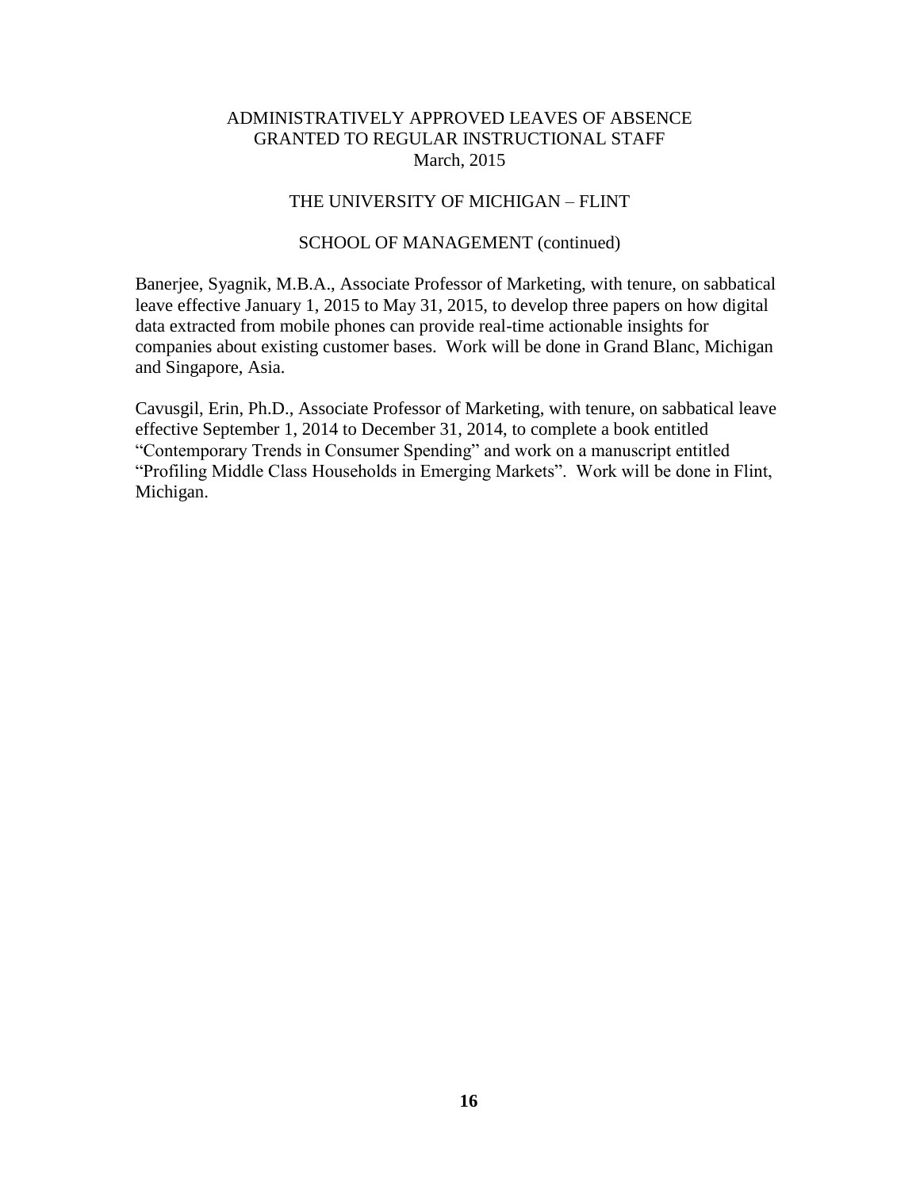ADMINISTRATIVELY APPROVED LEAVES OF ABSENCE
GRANTED TO REGULAR INSTRUCTIONAL STAFF
March, 2015

THE UNIVERSITY OF MICHIGAN – FLINT

SCHOOL OF MANAGEMENT (continued)

Banerjee, Syagnik, M.B.A., Associate Professor of Marketing, with tenure, on sabbatical leave effective January 1, 2015 to May 31, 2015, to develop three papers on how digital data extracted from mobile phones can provide real-time actionable insights for companies about existing customer bases. Work will be done in Grand Blanc, Michigan and Singapore, Asia.

Cavusgil, Erin, Ph.D., Associate Professor of Marketing, with tenure, on sabbatical leave effective September 1, 2014 to December 31, 2014, to complete a book entitled "Contemporary Trends in Consumer Spending" and work on a manuscript entitled "Profiling Middle Class Households in Emerging Markets". Work will be done in Flint, Michigan.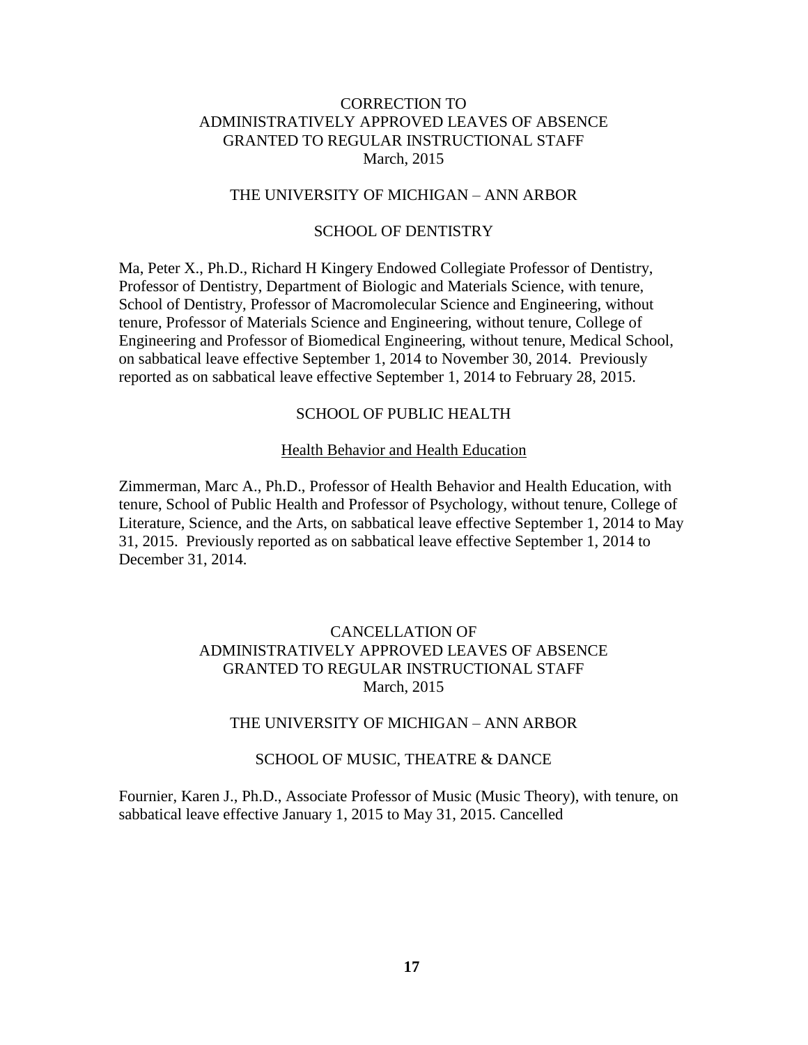# CORRECTION TO ADMINISTRATIVELY APPROVED LEAVES OF ABSENCE GRANTED TO REGULAR INSTRUCTIONAL STAFF
March, 2015

## THE UNIVERSITY OF MICHIGAN – ANN ARBOR

### SCHOOL OF DENTISTRY

Ma, Peter X., Ph.D., Richard H Kingery Endowed Collegiate Professor of Dentistry, Professor of Dentistry, Department of Biologic and Materials Science, with tenure, School of Dentistry, Professor of Macromolecular Science and Engineering, without tenure, Professor of Materials Science and Engineering, without tenure, College of Engineering and Professor of Biomedical Engineering, without tenure, Medical School, on sabbatical leave effective September 1, 2014 to November 30, 2014. Previously reported as on sabbatical leave effective September 1, 2014 to February 28, 2015.

### SCHOOL OF PUBLIC HEALTH

Health Behavior and Health Education

Zimmerman, Marc A., Ph.D., Professor of Health Behavior and Health Education, with tenure, School of Public Health and Professor of Psychology, without tenure, College of Literature, Science, and the Arts, on sabbatical leave effective September 1, 2014 to May 31, 2015. Previously reported as on sabbatical leave effective September 1, 2014 to December 31, 2014.

# CANCELLATION OF ADMINISTRATIVELY APPROVED LEAVES OF ABSENCE GRANTED TO REGULAR INSTRUCTIONAL STAFF
March, 2015

## THE UNIVERSITY OF MICHIGAN – ANN ARBOR

### SCHOOL OF MUSIC, THEATRE & DANCE

Fournier, Karen J., Ph.D., Associate Professor of Music (Music Theory), with tenure, on sabbatical leave effective January 1, 2015 to May 31, 2015. Cancelled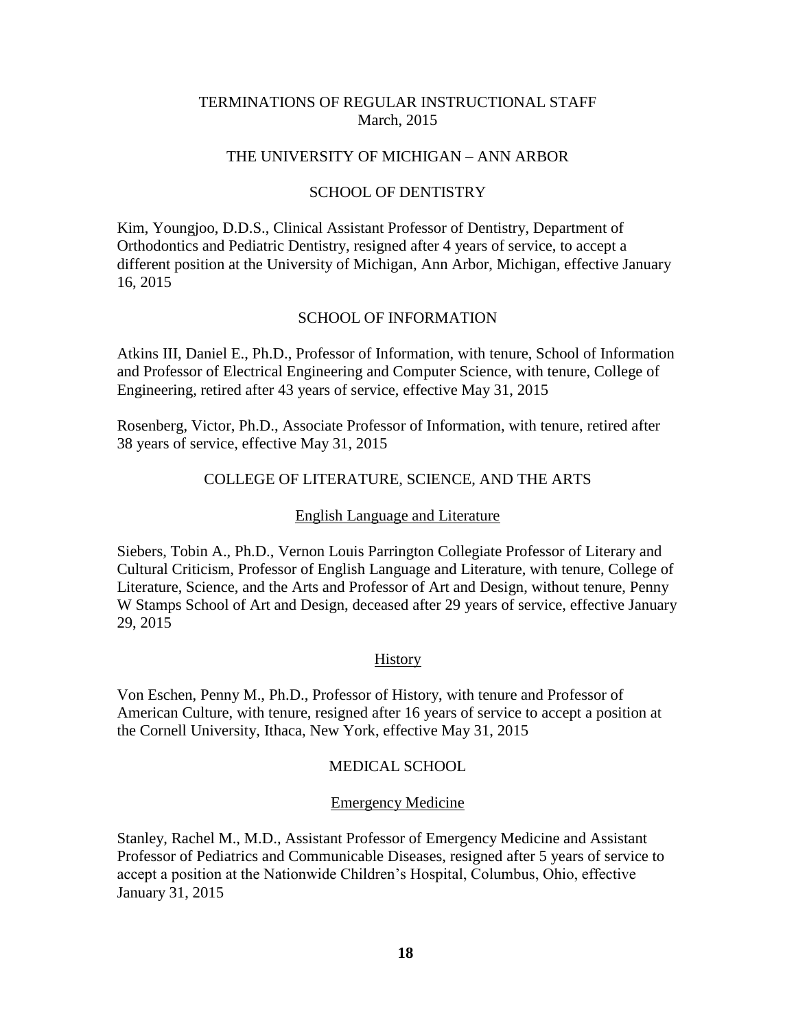# TERMINATIONS OF REGULAR INSTRUCTIONAL STAFF
March, 2015

## THE UNIVERSITY OF MICHIGAN – ANN ARBOR

### SCHOOL OF DENTISTRY

Kim, Youngjoo, D.D.S., Clinical Assistant Professor of Dentistry, Department of Orthodontics and Pediatric Dentistry, resigned after 4 years of service, to accept a different position at the University of Michigan, Ann Arbor, Michigan, effective January 16, 2015

### SCHOOL OF INFORMATION

Atkins III, Daniel E., Ph.D., Professor of Information, with tenure, School of Information and Professor of Electrical Engineering and Computer Science, with tenure, College of Engineering, retired after 43 years of service, effective May 31, 2015

Rosenberg, Victor, Ph.D., Associate Professor of Information, with tenure, retired after 38 years of service, effective May 31, 2015

### COLLEGE OF LITERATURE, SCIENCE, AND THE ARTS

#### English Language and Literature

Siebers, Tobin A., Ph.D., Vernon Louis Parrington Collegiate Professor of Literary and Cultural Criticism, Professor of English Language and Literature, with tenure, College of Literature, Science, and the Arts and Professor of Art and Design, without tenure, Penny W Stamps School of Art and Design, deceased after 29 years of service, effective January 29, 2015

#### History

Von Eschen, Penny M., Ph.D., Professor of History, with tenure and Professor of American Culture, with tenure, resigned after 16 years of service to accept a position at the Cornell University, Ithaca, New York, effective May 31, 2015

### MEDICAL SCHOOL

#### Emergency Medicine

Stanley, Rachel M., M.D., Assistant Professor of Emergency Medicine and Assistant Professor of Pediatrics and Communicable Diseases, resigned after 5 years of service to accept a position at the Nationwide Children's Hospital, Columbus, Ohio, effective January 31, 2015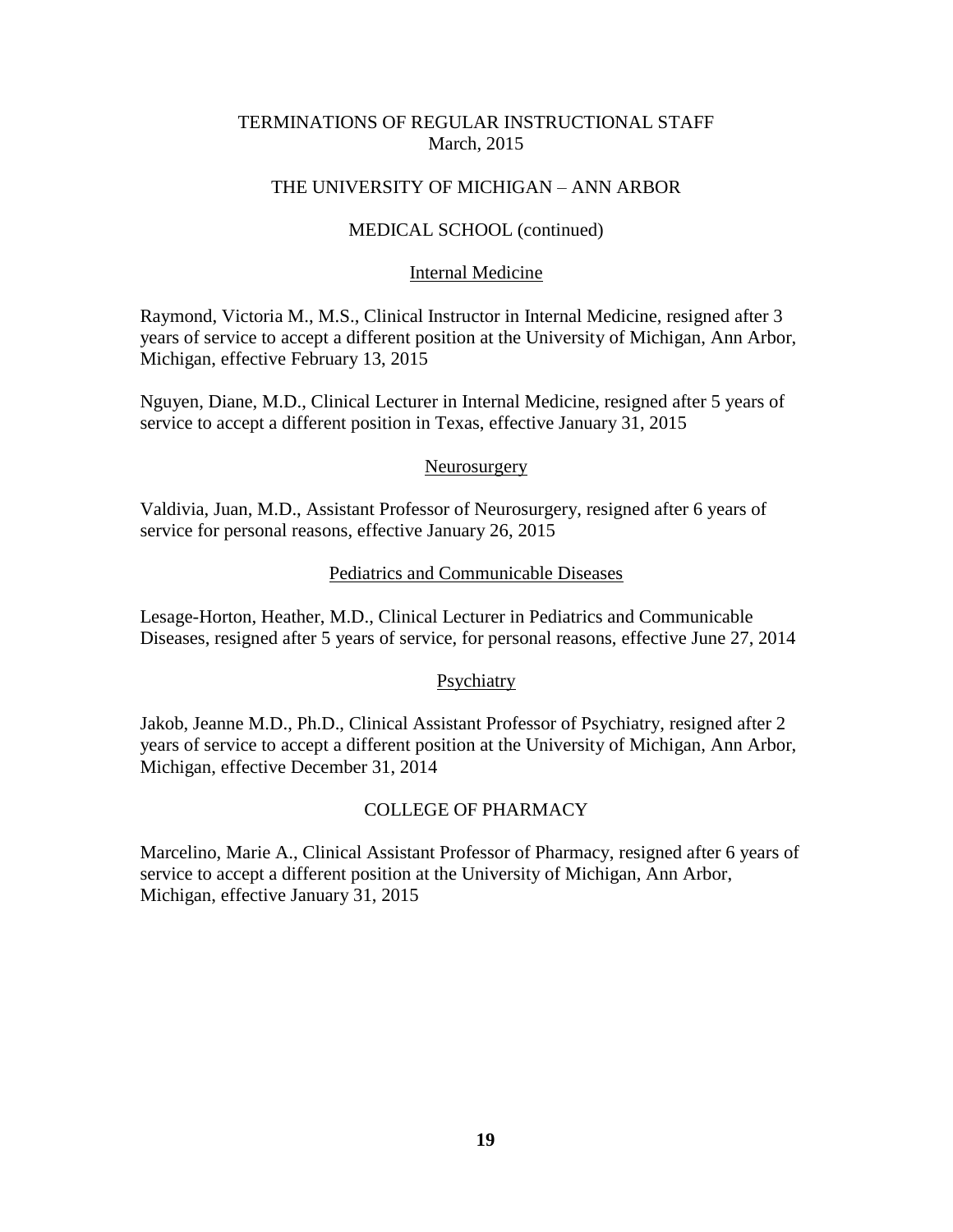TERMINATIONS OF REGULAR INSTRUCTIONAL STAFF
March, 2015

THE UNIVERSITY OF MICHIGAN – ANN ARBOR

MEDICAL SCHOOL (continued)

Internal Medicine

Raymond, Victoria M., M.S., Clinical Instructor in Internal Medicine, resigned after 3 years of service to accept a different position at the University of Michigan, Ann Arbor, Michigan, effective February 13, 2015

Nguyen, Diane, M.D., Clinical Lecturer in Internal Medicine, resigned after 5 years of service to accept a different position in Texas, effective January 31, 2015

Neurosurgery

Valdivia, Juan, M.D., Assistant Professor of Neurosurgery, resigned after 6 years of service for personal reasons, effective January 26, 2015

Pediatrics and Communicable Diseases

Lesage-Horton, Heather, M.D., Clinical Lecturer in Pediatrics and Communicable Diseases, resigned after 5 years of service, for personal reasons, effective June 27, 2014

Psychiatry

Jakob, Jeanne M.D., Ph.D., Clinical Assistant Professor of Psychiatry, resigned after 2 years of service to accept a different position at the University of Michigan, Ann Arbor, Michigan, effective December 31, 2014

COLLEGE OF PHARMACY

Marcelino, Marie A., Clinical Assistant Professor of Pharmacy, resigned after 6 years of service to accept a different position at the University of Michigan, Ann Arbor, Michigan, effective January 31, 2015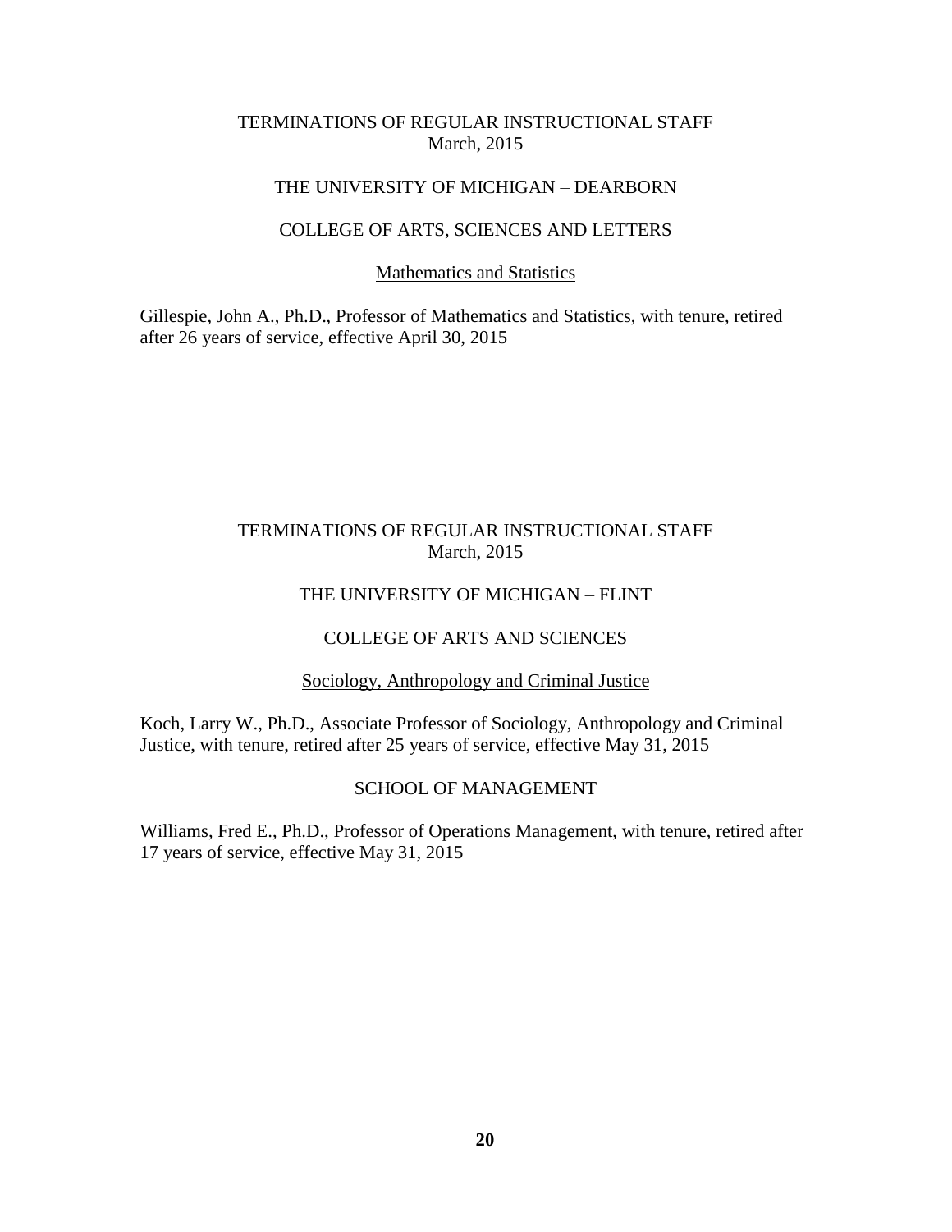# TERMINATIONS OF REGULAR INSTRUCTIONAL STAFF
March, 2015

## THE UNIVERSITY OF MICHIGAN – DEARBORN

### COLLEGE OF ARTS, SCIENCES AND LETTERS

<u>Mathematics and Statistics</u>

Gillespie, John A., Ph.D., Professor of Mathematics and Statistics, with tenure, retired after 26 years of service, effective April 30, 2015

# TERMINATIONS OF REGULAR INSTRUCTIONAL STAFF
March, 2015

## THE UNIVERSITY OF MICHIGAN – FLINT

### COLLEGE OF ARTS AND SCIENCES

<u>Sociology, Anthropology and Criminal Justice</u>

Koch, Larry W., Ph.D., Associate Professor of Sociology, Anthropology and Criminal Justice, with tenure, retired after 25 years of service, effective May 31, 2015

### SCHOOL OF MANAGEMENT

Williams, Fred E., Ph.D., Professor of Operations Management, with tenure, retired after 17 years of service, effective May 31, 2015